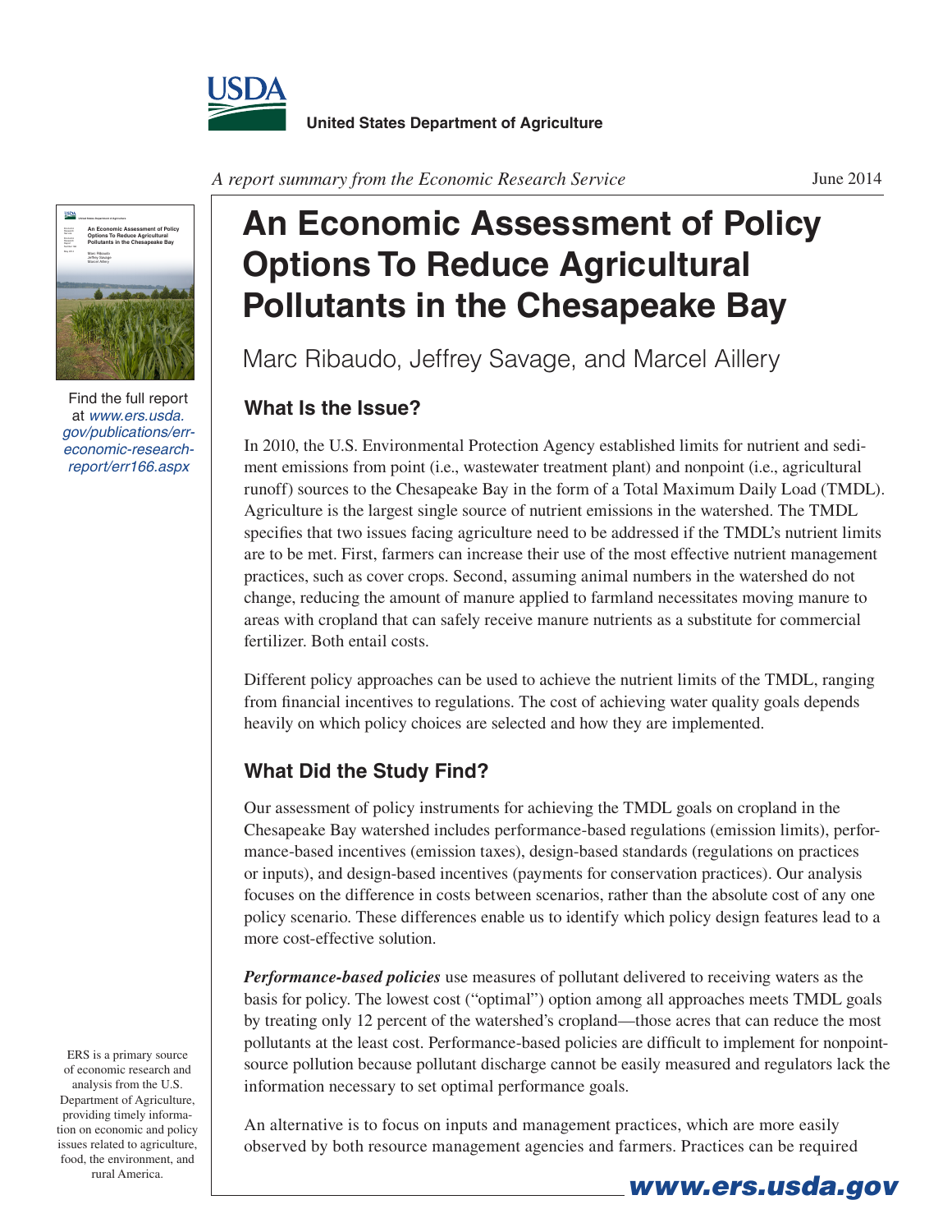United States Department of Agriculture

*A report summary from the Economic Research Service*

June 2014

# An Economic Assessment of Policy Options To Reduce Agricultural Pollutants in the Chesapeake Bay

Marc Ribaudo, Jeffrey Savage, and Marcel Aillery

Find the full report at *www.ers.usda.gov/publications/err-economic-research-report/err166.aspx*

## What Is the Issue?

In 2010, the U.S. Environmental Protection Agency established limits for nutrient and sediment emissions from point (i.e., wastewater treatment plant) and nonpoint (i.e., agricultural runoff) sources to the Chesapeake Bay in the form of a Total Maximum Daily Load (TMDL). Agriculture is the largest single source of nutrient emissions in the watershed. The TMDL specifies that two issues facing agriculture need to be addressed if the TMDL's nutrient limits are to be met. First, farmers can increase their use of the most effective nutrient management practices, such as cover crops. Second, assuming animal numbers in the watershed do not change, reducing the amount of manure applied to farmland necessitates moving manure to areas with cropland that can safely receive manure nutrients as a substitute for commercial fertilizer. Both entail costs.

Different policy approaches can be used to achieve the nutrient limits of the TMDL, ranging from financial incentives to regulations. The cost of achieving water quality goals depends heavily on which policy choices are selected and how they are implemented.

## What Did the Study Find?

Our assessment of policy instruments for achieving the TMDL goals on cropland in the Chesapeake Bay watershed includes performance-based regulations (emission limits), performance-based incentives (emission taxes), design-based standards (regulations on practices or inputs), and design-based incentives (payments for conservation practices). Our analysis focuses on the difference in costs between scenarios, rather than the absolute cost of any one policy scenario. These differences enable us to identify which policy design features lead to a more cost-effective solution.

***Performance-based policies*** use measures of pollutant delivered to receiving waters as the basis for policy. The lowest cost ("optimal") option among all approaches meets TMDL goals by treating only 12 percent of the watershed's cropland—those acres that can reduce the most pollutants at the least cost. Performance-based policies are difficult to implement for nonpoint-source pollution because pollutant discharge cannot be easily measured and regulators lack the information necessary to set optimal performance goals.

An alternative is to focus on inputs and management practices, which are more easily observed by both resource management agencies and farmers. Practices can be required

ERS is a primary source of economic research and analysis from the U.S. Department of Agriculture, providing timely information on economic and policy issues related to agriculture, food, the environment, and rural America.

www.ers.usda.gov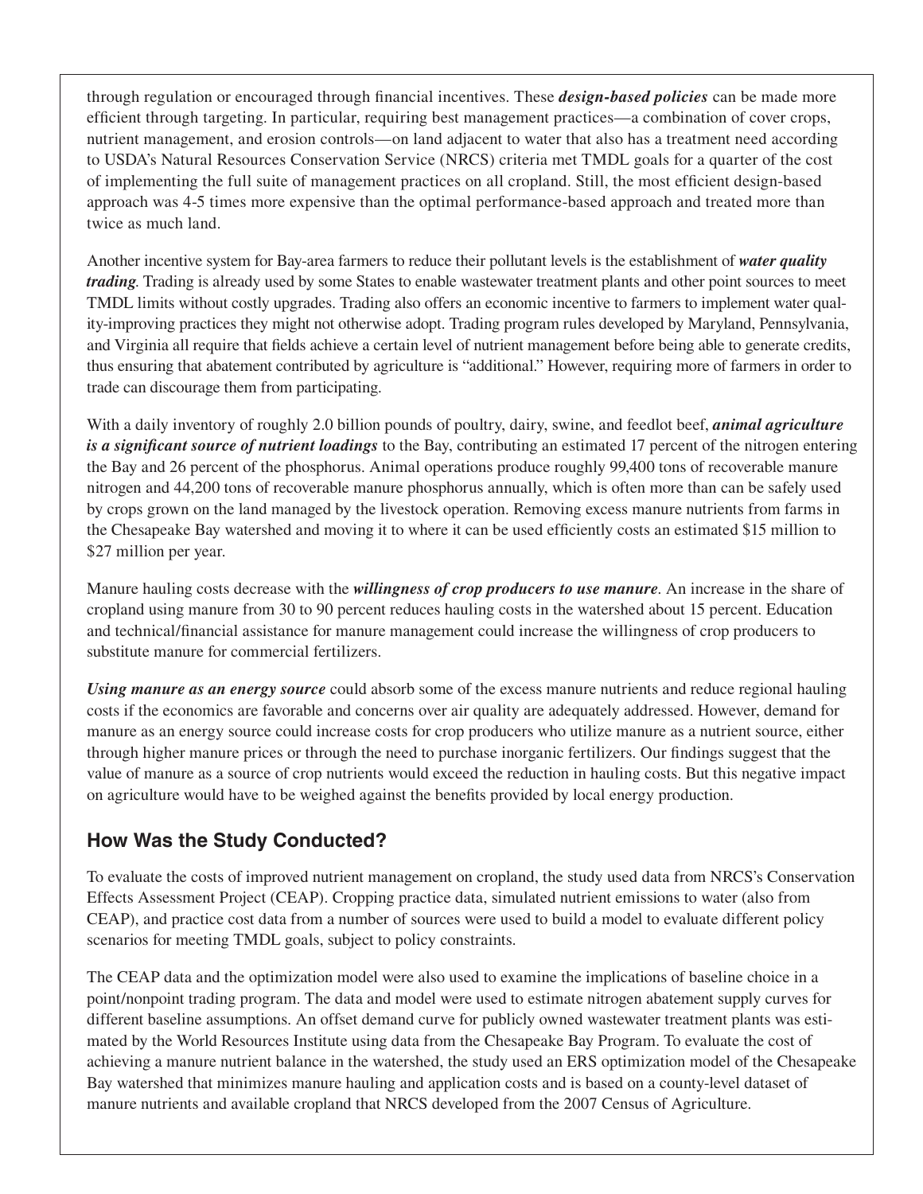through regulation or encouraged through financial incentives. These ***design-based policies*** can be made more efficient through targeting. In particular, requiring best management practices—a combination of cover crops, nutrient management, and erosion controls—on land adjacent to water that also has a treatment need according to USDA's Natural Resources Conservation Service (NRCS) criteria met TMDL goals for a quarter of the cost of implementing the full suite of management practices on all cropland. Still, the most efficient design-based approach was 4-5 times more expensive than the optimal performance-based approach and treated more than twice as much land.

Another incentive system for Bay-area farmers to reduce their pollutant levels is the establishment of ***water quality trading***. Trading is already used by some States to enable wastewater treatment plants and other point sources to meet TMDL limits without costly upgrades. Trading also offers an economic incentive to farmers to implement water quality-improving practices they might not otherwise adopt. Trading program rules developed by Maryland, Pennsylvania, and Virginia all require that fields achieve a certain level of nutrient management before being able to generate credits, thus ensuring that abatement contributed by agriculture is "additional." However, requiring more of farmers in order to trade can discourage them from participating.

With a daily inventory of roughly 2.0 billion pounds of poultry, dairy, swine, and feedlot beef, ***animal agriculture is a significant source of nutrient loadings*** to the Bay, contributing an estimated 17 percent of the nitrogen entering the Bay and 26 percent of the phosphorus. Animal operations produce roughly 99,400 tons of recoverable manure nitrogen and 44,200 tons of recoverable manure phosphorus annually, which is often more than can be safely used by crops grown on the land managed by the livestock operation. Removing excess manure nutrients from farms in the Chesapeake Bay watershed and moving it to where it can be used efficiently costs an estimated $15 million to $27 million per year.

Manure hauling costs decrease with the ***willingness of crop producers to use manure***. An increase in the share of cropland using manure from 30 to 90 percent reduces hauling costs in the watershed about 15 percent. Education and technical/financial assistance for manure management could increase the willingness of crop producers to substitute manure for commercial fertilizers.

***Using manure as an energy source*** could absorb some of the excess manure nutrients and reduce regional hauling costs if the economics are favorable and concerns over air quality are adequately addressed. However, demand for manure as an energy source could increase costs for crop producers who utilize manure as a nutrient source, either through higher manure prices or through the need to purchase inorganic fertilizers. Our findings suggest that the value of manure as a source of crop nutrients would exceed the reduction in hauling costs. But this negative impact on agriculture would have to be weighed against the benefits provided by local energy production.

## How Was the Study Conducted?

To evaluate the costs of improved nutrient management on cropland, the study used data from NRCS's Conservation Effects Assessment Project (CEAP). Cropping practice data, simulated nutrient emissions to water (also from CEAP), and practice cost data from a number of sources were used to build a model to evaluate different policy scenarios for meeting TMDL goals, subject to policy constraints.

The CEAP data and the optimization model were also used to examine the implications of baseline choice in a point/nonpoint trading program. The data and model were used to estimate nitrogen abatement supply curves for different baseline assumptions. An offset demand curve for publicly owned wastewater treatment plants was estimated by the World Resources Institute using data from the Chesapeake Bay Program. To evaluate the cost of achieving a manure nutrient balance in the watershed, the study used an ERS optimization model of the Chesapeake Bay watershed that minimizes manure hauling and application costs and is based on a county-level dataset of manure nutrients and available cropland that NRCS developed from the 2007 Census of Agriculture.